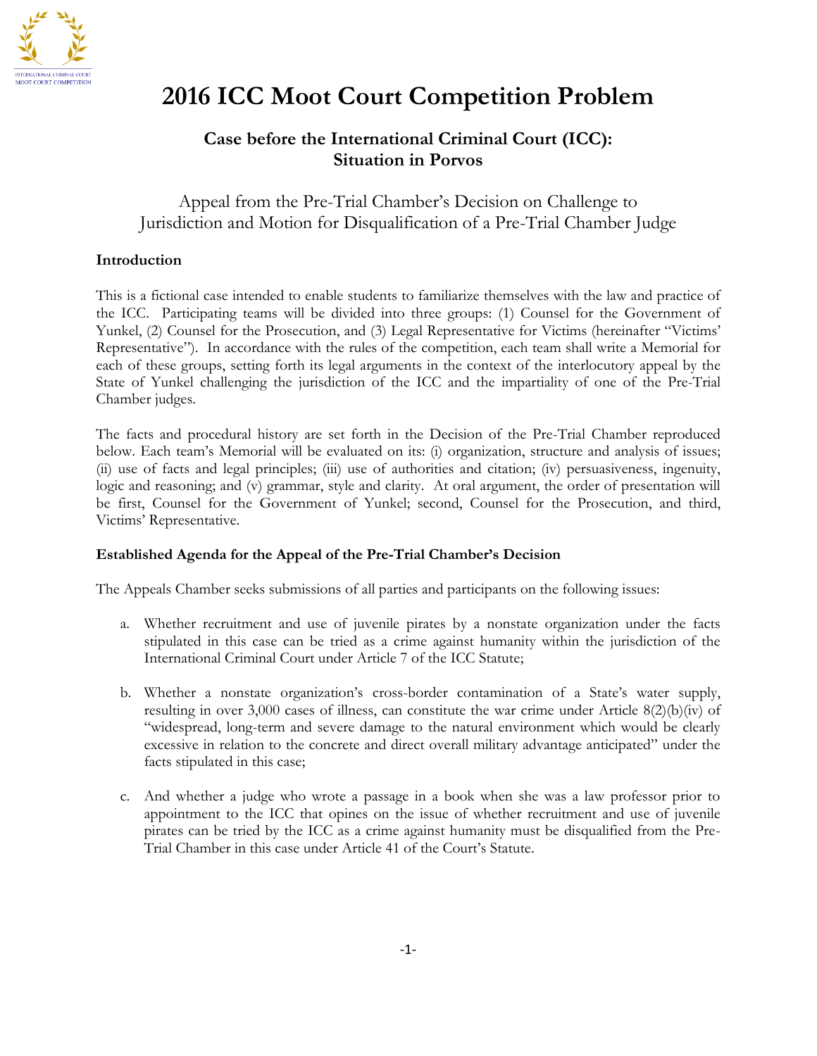# 2016 ICC Moot Court Competition Problem

## Case before the International Criminal Court (ICC): Situation in Porvos

### Appeal from the Pre-Trial Chamber's Decision on Challenge to Jurisdiction and Motion for Disqualification of a Pre-Trial Chamber Judge

**Introduction**

This is a fictional case intended to enable students to familiarize themselves with the law and practice of the ICC. Participating teams will be divided into three groups: (1) Counsel for the Government of Yunkel, (2) Counsel for the Prosecution, and (3) Legal Representative for Victims (hereinafter "Victims' Representative"). In accordance with the rules of the competition, each team shall write a Memorial for each of these groups, setting forth its legal arguments in the context of the interlocutory appeal by the State of Yunkel challenging the jurisdiction of the ICC and the impartiality of one of the Pre-Trial Chamber judges.

The facts and procedural history are set forth in the Decision of the Pre-Trial Chamber reproduced below. Each team's Memorial will be evaluated on its: (i) organization, structure and analysis of issues; (ii) use of facts and legal principles; (iii) use of authorities and citation; (iv) persuasiveness, ingenuity, logic and reasoning; and (v) grammar, style and clarity. At oral argument, the order of presentation will be first, Counsel for the Government of Yunkel; second, Counsel for the Prosecution, and third, Victims' Representative.

**Established Agenda for the Appeal of the Pre-Trial Chamber's Decision**

The Appeals Chamber seeks submissions of all parties and participants on the following issues:

a. Whether recruitment and use of juvenile pirates by a nonstate organization under the facts stipulated in this case can be tried as a crime against humanity within the jurisdiction of the International Criminal Court under Article 7 of the ICC Statute;

b. Whether a nonstate organization's cross-border contamination of a State's water supply, resulting in over 3,000 cases of illness, can constitute the war crime under Article 8(2)(b)(iv) of "widespread, long-term and severe damage to the natural environment which would be clearly excessive in relation to the concrete and direct overall military advantage anticipated" under the facts stipulated in this case;

c. And whether a judge who wrote a passage in a book when she was a law professor prior to appointment to the ICC that opines on the issue of whether recruitment and use of juvenile pirates can be tried by the ICC as a crime against humanity must be disqualified from the Pre-Trial Chamber in this case under Article 41 of the Court's Statute.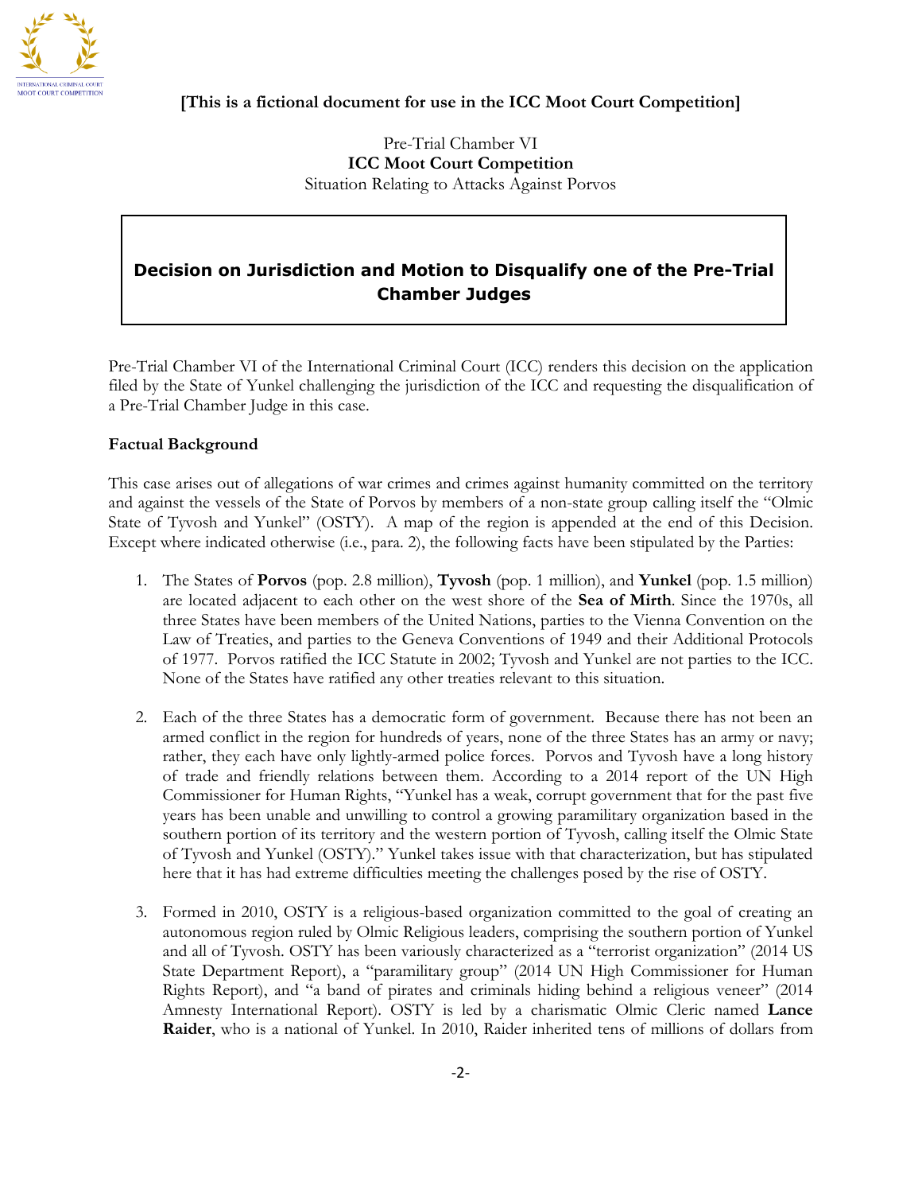**[This is a fictional document for use in the ICC Moot Court Competition]**

Pre-Trial Chamber VI
**ICC Moot Court Competition**
Situation Relating to Attacks Against Porvos

## Decision on Jurisdiction and Motion to Disqualify one of the Pre-Trial Chamber Judges

Pre-Trial Chamber VI of the International Criminal Court (ICC) renders this decision on the application filed by the State of Yunkel challenging the jurisdiction of the ICC and requesting the disqualification of a Pre-Trial Chamber Judge in this case.

### Factual Background

This case arises out of allegations of war crimes and crimes against humanity committed on the territory and against the vessels of the State of Porvos by members of a non-state group calling itself the "Olmic State of Tyvosh and Yunkel" (OSTY). A map of the region is appended at the end of this Decision. Except where indicated otherwise (i.e., para. 2), the following facts have been stipulated by the Parties:

1. The States of **Porvos** (pop. 2.8 million), **Tyvosh** (pop. 1 million), and **Yunkel** (pop. 1.5 million) are located adjacent to each other on the west shore of the **Sea of Mirth**. Since the 1970s, all three States have been members of the United Nations, parties to the Vienna Convention on the Law of Treaties, and parties to the Geneva Conventions of 1949 and their Additional Protocols of 1977. Porvos ratified the ICC Statute in 2002; Tyvosh and Yunkel are not parties to the ICC. None of the States have ratified any other treaties relevant to this situation.

2. Each of the three States has a democratic form of government. Because there has not been an armed conflict in the region for hundreds of years, none of the three States has an army or navy; rather, they each have only lightly-armed police forces. Porvos and Tyvosh have a long history of trade and friendly relations between them. According to a 2014 report of the UN High Commissioner for Human Rights, "Yunkel has a weak, corrupt government that for the past five years has been unable and unwilling to control a growing paramilitary organization based in the southern portion of its territory and the western portion of Tyvosh, calling itself the Olmic State of Tyvosh and Yunkel (OSTY)." Yunkel takes issue with that characterization, but has stipulated here that it has had extreme difficulties meeting the challenges posed by the rise of OSTY.

3. Formed in 2010, OSTY is a religious-based organization committed to the goal of creating an autonomous region ruled by Olmic Religious leaders, comprising the southern portion of Yunkel and all of Tyvosh. OSTY has been variously characterized as a "terrorist organization" (2014 US State Department Report), a "paramilitary group" (2014 UN High Commissioner for Human Rights Report), and "a band of pirates and criminals hiding behind a religious veneer" (2014 Amnesty International Report). OSTY is led by a charismatic Olmic Cleric named **Lance Raider**, who is a national of Yunkel. In 2010, Raider inherited tens of millions of dollars from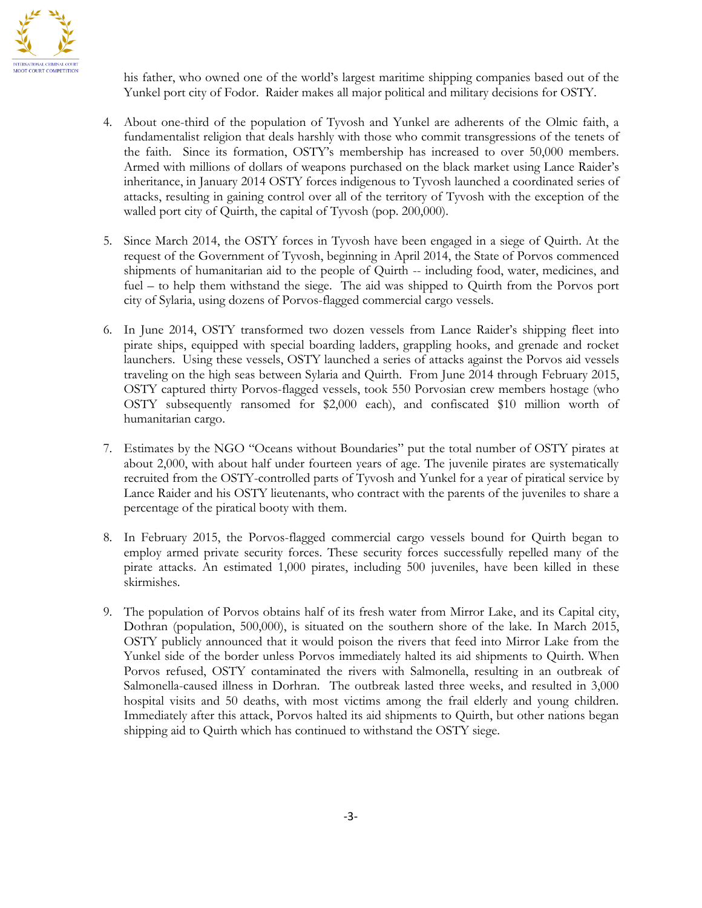his father, who owned one of the world's largest maritime shipping companies based out of the Yunkel port city of Fodor. Raider makes all major political and military decisions for OSTY.

4. About one-third of the population of Tyvosh and Yunkel are adherents of the Olmic faith, a fundamentalist religion that deals harshly with those who commit transgressions of the tenets of the faith. Since its formation, OSTY's membership has increased to over 50,000 members. Armed with millions of dollars of weapons purchased on the black market using Lance Raider's inheritance, in January 2014 OSTY forces indigenous to Tyvosh launched a coordinated series of attacks, resulting in gaining control over all of the territory of Tyvosh with the exception of the walled port city of Quirth, the capital of Tyvosh (pop. 200,000).

5. Since March 2014, the OSTY forces in Tyvosh have been engaged in a siege of Quirth. At the request of the Government of Tyvosh, beginning in April 2014, the State of Porvos commenced shipments of humanitarian aid to the people of Quirth -- including food, water, medicines, and fuel – to help them withstand the siege. The aid was shipped to Quirth from the Porvos port city of Sylaria, using dozens of Porvos-flagged commercial cargo vessels.

6. In June 2014, OSTY transformed two dozen vessels from Lance Raider's shipping fleet into pirate ships, equipped with special boarding ladders, grappling hooks, and grenade and rocket launchers. Using these vessels, OSTY launched a series of attacks against the Porvos aid vessels traveling on the high seas between Sylaria and Quirth. From June 2014 through February 2015, OSTY captured thirty Porvos-flagged vessels, took 550 Porvosian crew members hostage (who OSTY subsequently ransomed for $2,000 each), and confiscated $10 million worth of humanitarian cargo.

7. Estimates by the NGO "Oceans without Boundaries" put the total number of OSTY pirates at about 2,000, with about half under fourteen years of age. The juvenile pirates are systematically recruited from the OSTY-controlled parts of Tyvosh and Yunkel for a year of piratical service by Lance Raider and his OSTY lieutenants, who contract with the parents of the juveniles to share a percentage of the piratical booty with them.

8. In February 2015, the Porvos-flagged commercial cargo vessels bound for Quirth began to employ armed private security forces. These security forces successfully repelled many of the pirate attacks. An estimated 1,000 pirates, including 500 juveniles, have been killed in these skirmishes.

9. The population of Porvos obtains half of its fresh water from Mirror Lake, and its Capital city, Dothran (population, 500,000), is situated on the southern shore of the lake. In March 2015, OSTY publicly announced that it would poison the rivers that feed into Mirror Lake from the Yunkel side of the border unless Porvos immediately halted its aid shipments to Quirth. When Porvos refused, OSTY contaminated the rivers with Salmonella, resulting in an outbreak of Salmonella-caused illness in Dorhran. The outbreak lasted three weeks, and resulted in 3,000 hospital visits and 50 deaths, with most victims among the frail elderly and young children. Immediately after this attack, Porvos halted its aid shipments to Quirth, but other nations began shipping aid to Quirth which has continued to withstand the OSTY siege.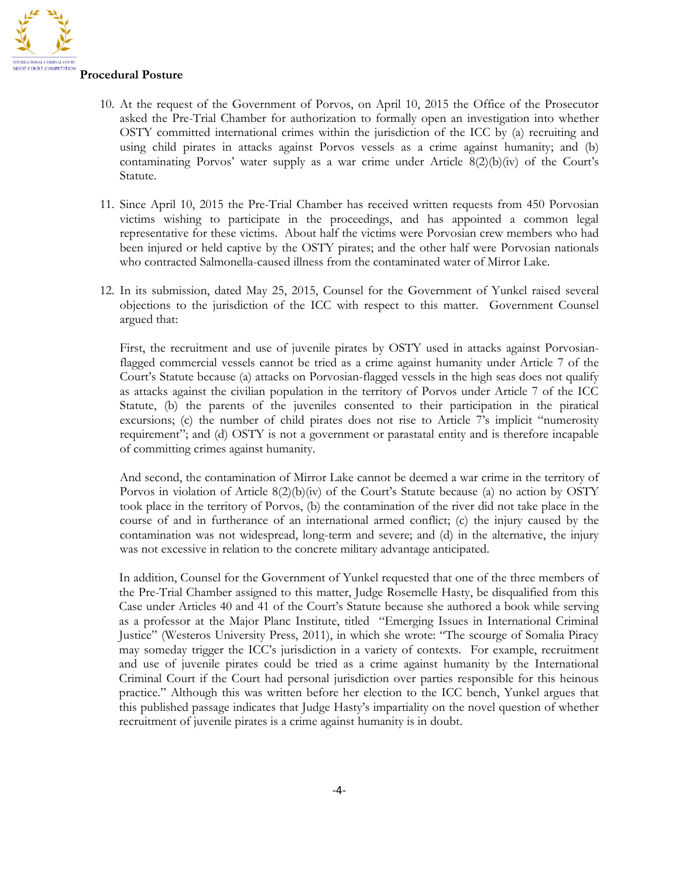**Procedural Posture**

10. At the request of the Government of Porvos, on April 10, 2015 the Office of the Prosecutor asked the Pre-Trial Chamber for authorization to formally open an investigation into whether OSTY committed international crimes within the jurisdiction of the ICC by (a) recruiting and using child pirates in attacks against Porvos vessels as a crime against humanity; and (b) contaminating Porvos' water supply as a war crime under Article 8(2)(b)(iv) of the Court's Statute.

11. Since April 10, 2015 the Pre-Trial Chamber has received written requests from 450 Porvosian victims wishing to participate in the proceedings, and has appointed a common legal representative for these victims. About half the victims were Porvosian crew members who had been injured or held captive by the OSTY pirates; and the other half were Porvosian nationals who contracted Salmonella-caused illness from the contaminated water of Mirror Lake.

12. In its submission, dated May 25, 2015, Counsel for the Government of Yunkel raised several objections to the jurisdiction of the ICC with respect to this matter. Government Counsel argued that:

    First, the recruitment and use of juvenile pirates by OSTY used in attacks against Porvosian-flagged commercial vessels cannot be tried as a crime against humanity under Article 7 of the Court's Statute because (a) attacks on Porvosian-flagged vessels in the high seas does not qualify as attacks against the civilian population in the territory of Porvos under Article 7 of the ICC Statute, (b) the parents of the juveniles consented to their participation in the piratical excursions; (c) the number of child pirates does not rise to Article 7's implicit "numerosity requirement"; and (d) OSTY is not a government or parastatal entity and is therefore incapable of committing crimes against humanity.

    And second, the contamination of Mirror Lake cannot be deemed a war crime in the territory of Porvos in violation of Article 8(2)(b)(iv) of the Court's Statute because (a) no action by OSTY took place in the territory of Porvos, (b) the contamination of the river did not take place in the course of and in furtherance of an international armed conflict; (c) the injury caused by the contamination was not widespread, long-term and severe; and (d) in the alternative, the injury was not excessive in relation to the concrete military advantage anticipated.

    In addition, Counsel for the Government of Yunkel requested that one of the three members of the Pre-Trial Chamber assigned to this matter, Judge Rosemelle Hasty, be disqualified from this Case under Articles 40 and 41 of the Court's Statute because she authored a book while serving as a professor at the Major Planc Institute, titled "Emerging Issues in International Criminal Justice" (Westeros University Press, 2011), in which she wrote: "The scourge of Somalia Piracy may someday trigger the ICC's jurisdiction in a variety of contexts. For example, recruitment and use of juvenile pirates could be tried as a crime against humanity by the International Criminal Court if the Court had personal jurisdiction over parties responsible for this heinous practice." Although this was written before her election to the ICC bench, Yunkel argues that this published passage indicates that Judge Hasty's impartiality on the novel question of whether recruitment of juvenile pirates is a crime against humanity is in doubt.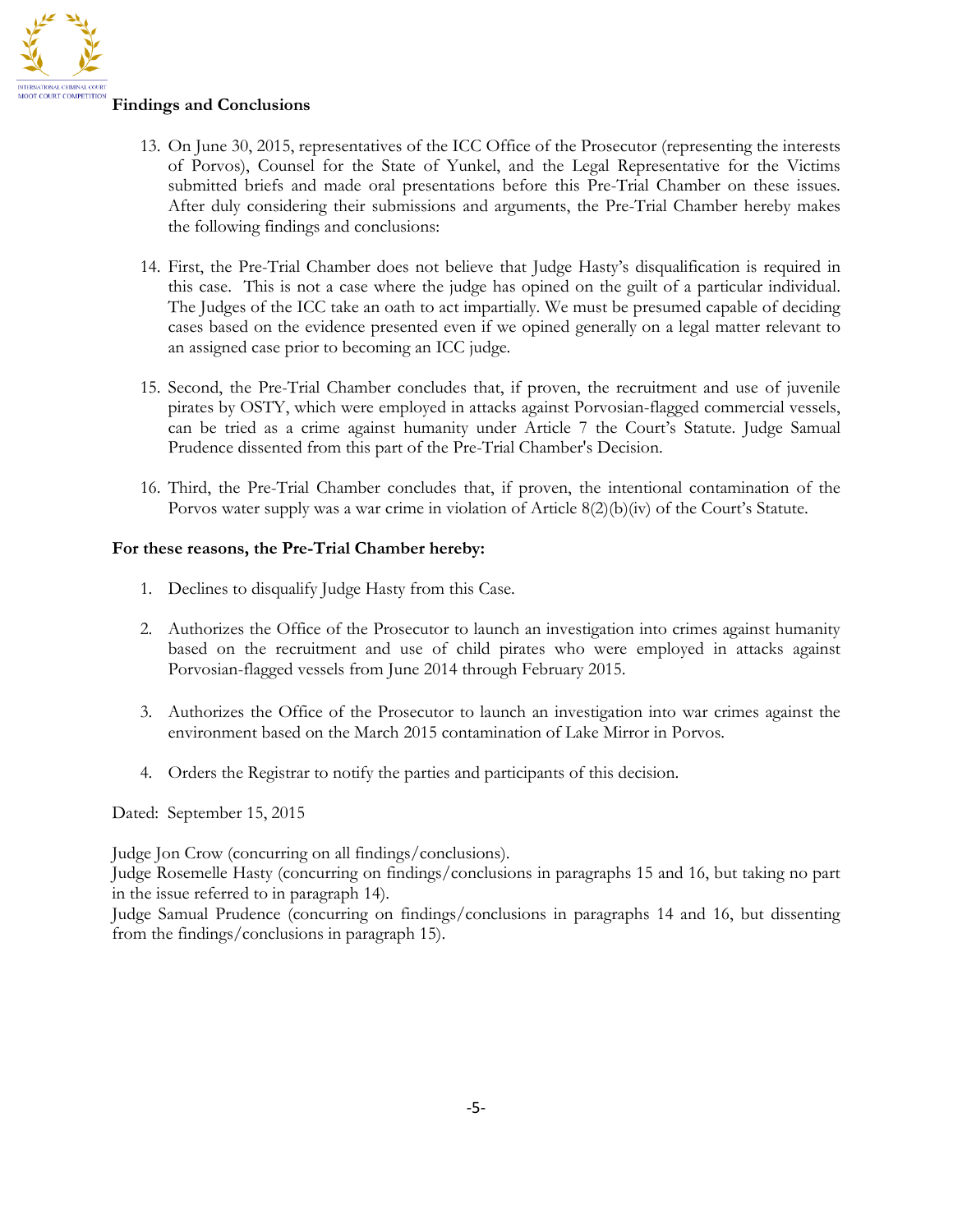**Findings and Conclusions**

13. On June 30, 2015, representatives of the ICC Office of the Prosecutor (representing the interests of Porvos), Counsel for the State of Yunkel, and the Legal Representative for the Victims submitted briefs and made oral presentations before this Pre-Trial Chamber on these issues. After duly considering their submissions and arguments, the Pre-Trial Chamber hereby makes the following findings and conclusions:

14. First, the Pre-Trial Chamber does not believe that Judge Hasty's disqualification is required in this case. This is not a case where the judge has opined on the guilt of a particular individual. The Judges of the ICC take an oath to act impartially. We must be presumed capable of deciding cases based on the evidence presented even if we opined generally on a legal matter relevant to an assigned case prior to becoming an ICC judge.

15. Second, the Pre-Trial Chamber concludes that, if proven, the recruitment and use of juvenile pirates by OSTY, which were employed in attacks against Porvosian-flagged commercial vessels, can be tried as a crime against humanity under Article 7 the Court's Statute. Judge Samual Prudence dissented from this part of the Pre-Trial Chamber's Decision.

16. Third, the Pre-Trial Chamber concludes that, if proven, the intentional contamination of the Porvos water supply was a war crime in violation of Article 8(2)(b)(iv) of the Court's Statute.

**For these reasons, the Pre-Trial Chamber hereby:**

1. Declines to disqualify Judge Hasty from this Case.

2. Authorizes the Office of the Prosecutor to launch an investigation into crimes against humanity based on the recruitment and use of child pirates who were employed in attacks against Porvosian-flagged vessels from June 2014 through February 2015.

3. Authorizes the Office of the Prosecutor to launch an investigation into war crimes against the environment based on the March 2015 contamination of Lake Mirror in Porvos.

4. Orders the Registrar to notify the parties and participants of this decision.

Dated: September 15, 2015

Judge Jon Crow (concurring on all findings/conclusions).
Judge Rosemelle Hasty (concurring on findings/conclusions in paragraphs 15 and 16, but taking no part in the issue referred to in paragraph 14).
Judge Samual Prudence (concurring on findings/conclusions in paragraphs 14 and 16, but dissenting from the findings/conclusions in paragraph 15).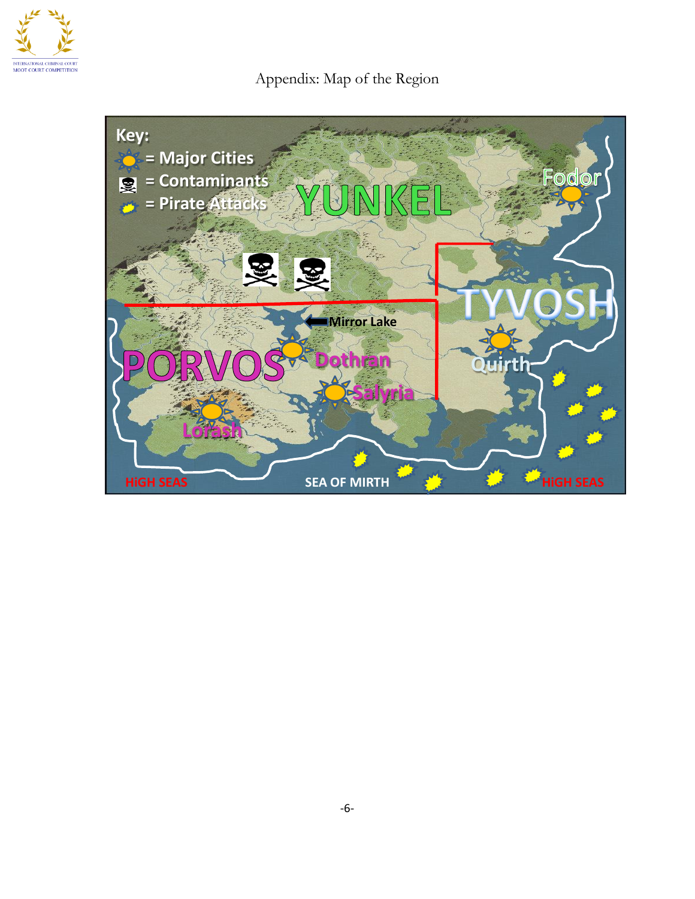INTERNATIONAL CRIMINAL COURT MOOT COURT COMPETITION

# Appendix: Map of the Region

Key:
= Major Cities
= Contaminants
= Pirate Attacks

YUNKEL
Fodor
TYVOSH
Quirth
Mirror Lake
PORVOS
Dothran
Salyria
Lorash
HiGH SEAS
SEA OF MIRTH
HiGH SEAS